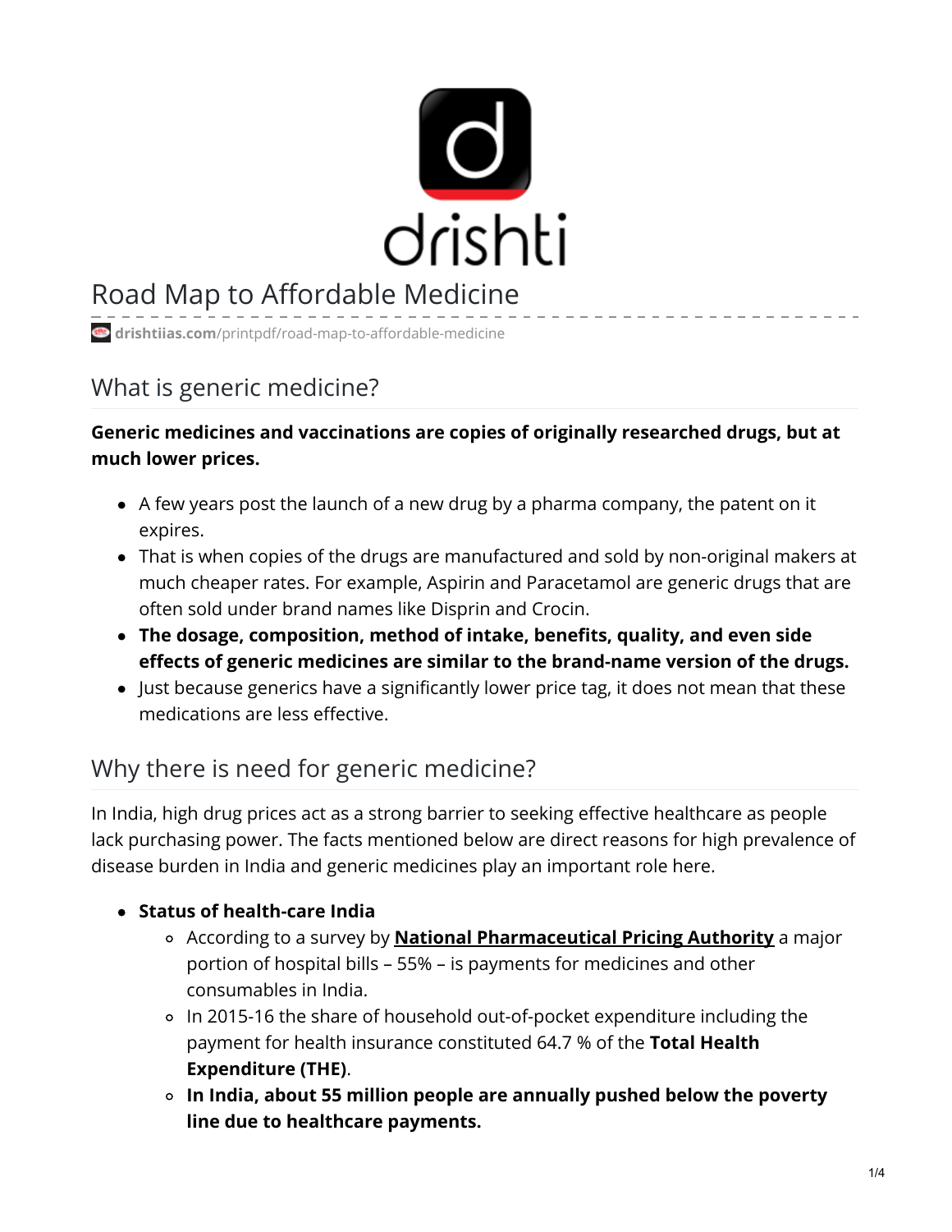# Road Map to Affordable Medicine

drishtiias.com/printpdf/road-map-to-affordable-medicine

## What is generic medicine?

**Generic medicines and vaccinations are copies of originally researched drugs, but at much lower prices.**

- A few years post the launch of a new drug by a pharma company, the patent on it expires.
- That is when copies of the drugs are manufactured and sold by non-original makers at much cheaper rates. For example, Aspirin and Paracetamol are generic drugs that are often sold under brand names like Disprin and Crocin.
- **The dosage, composition, method of intake, benefits, quality, and even side effects of generic medicines are similar to the brand-name version of the drugs.**
- Just because generics have a significantly lower price tag, it does not mean that these medications are less effective.

## Why there is need for generic medicine?

In India, high drug prices act as a strong barrier to seeking effective healthcare as people lack purchasing power. The facts mentioned below are direct reasons for high prevalence of disease burden in India and generic medicines play an important role here.

- **Status of health-care India**
  - According to a survey by **National Pharmaceutical Pricing Authority** a major portion of hospital bills – 55% – is payments for medicines and other consumables in India.
  - In 2015-16 the share of household out-of-pocket expenditure including the payment for health insurance constituted 64.7 % of the **Total Health Expenditure (THE)**.
  - **In India, about 55 million people are annually pushed below the poverty line due to healthcare payments.**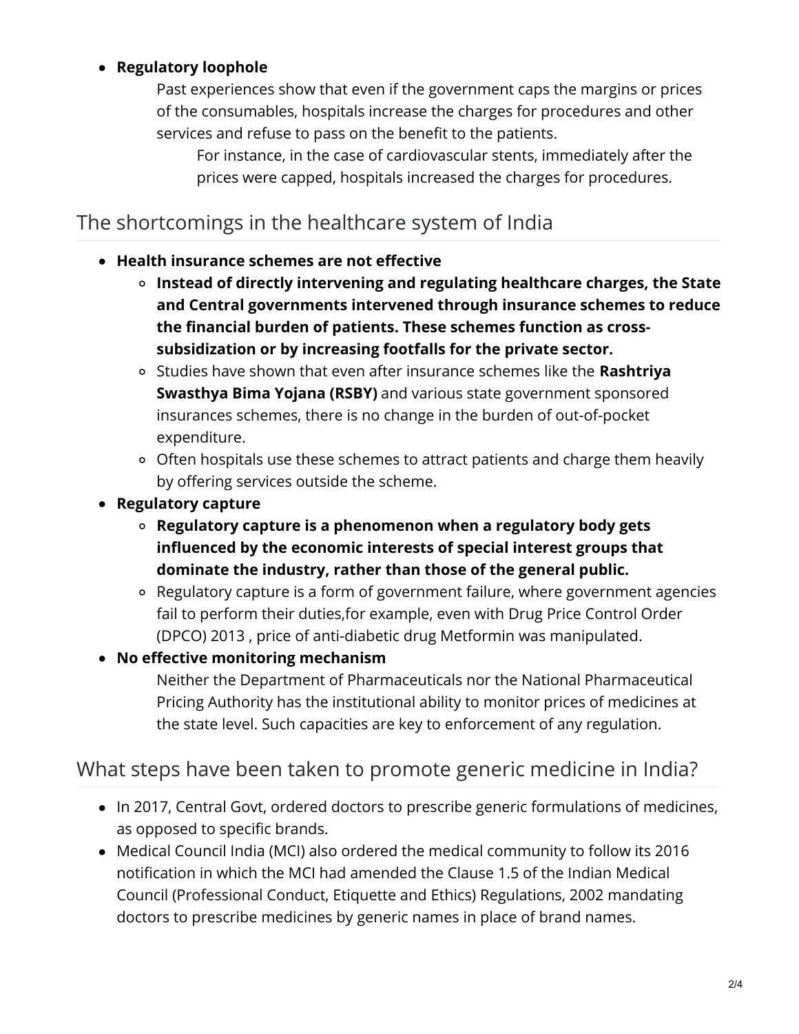- **Regulatory loophole**

    Past experiences show that even if the government caps the margins or prices of the consumables, hospitals increase the charges for procedures and other services and refuse to pass on the benefit to the patients.

    For instance, in the case of cardiovascular stents, immediately after the prices were capped, hospitals increased the charges for procedures.

## The shortcomings in the healthcare system of India

- **Health insurance schemes are not effective**
    - **Instead of directly intervening and regulating healthcare charges, the State and Central governments intervened through insurance schemes to reduce the financial burden of patients. These schemes function as cross-subsidization or by increasing footfalls for the private sector.**
    - Studies have shown that even after insurance schemes like the **Rashtriya Swasthya Bima Yojana (RSBY)** and various state government sponsored insurances schemes, there is no change in the burden of out-of-pocket expenditure.
    - Often hospitals use these schemes to attract patients and charge them heavily by offering services outside the scheme.
- **Regulatory capture**
    - **Regulatory capture is a phenomenon when a regulatory body gets influenced by the economic interests of special interest groups that dominate the industry, rather than those of the general public.**
    - Regulatory capture is a form of government failure, where government agencies fail to perform their duties,for example, even with Drug Price Control Order (DPCO) 2013 , price of anti-diabetic drug Metformin was manipulated.
- **No effective monitoring mechanism**

    Neither the Department of Pharmaceuticals nor the National Pharmaceutical Pricing Authority has the institutional ability to monitor prices of medicines at the state level. Such capacities are key to enforcement of any regulation.

## What steps have been taken to promote generic medicine in India?

- In 2017, Central Govt, ordered doctors to prescribe generic formulations of medicines, as opposed to specific brands.
- Medical Council India (MCI) also ordered the medical community to follow its 2016 notification in which the MCI had amended the Clause 1.5 of the Indian Medical Council (Professional Conduct, Etiquette and Ethics) Regulations, 2002 mandating doctors to prescribe medicines by generic names in place of brand names.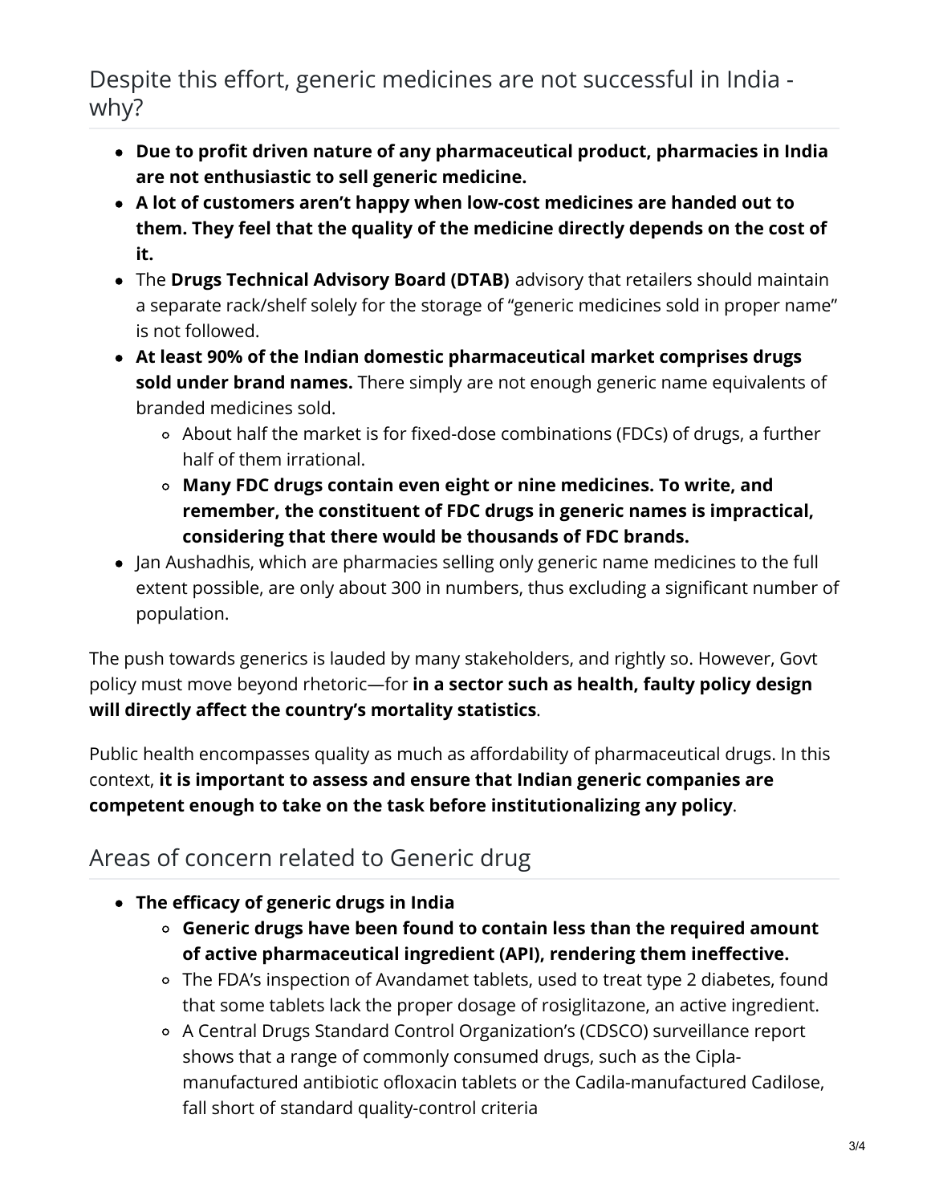## Despite this effort, generic medicines are not successful in India - why?

- **Due to profit driven nature of any pharmaceutical product, pharmacies in India are not enthusiastic to sell generic medicine.**
- **A lot of customers aren't happy when low-cost medicines are handed out to them. They feel that the quality of the medicine directly depends on the cost of it.**
- The **Drugs Technical Advisory Board (DTAB)** advisory that retailers should maintain a separate rack/shelf solely for the storage of "generic medicines sold in proper name" is not followed.
- **At least 90% of the Indian domestic pharmaceutical market comprises drugs sold under brand names.** There simply are not enough generic name equivalents of branded medicines sold.
  - About half the market is for fixed-dose combinations (FDCs) of drugs, a further half of them irrational.
  - **Many FDC drugs contain even eight or nine medicines. To write, and remember, the constituent of FDC drugs in generic names is impractical, considering that there would be thousands of FDC brands.**
- Jan Aushadhis, which are pharmacies selling only generic name medicines to the full extent possible, are only about 300 in numbers, thus excluding a significant number of population.

The push towards generics is lauded by many stakeholders, and rightly so. However, Govt policy must move beyond rhetoric—for **in a sector such as health, faulty policy design will directly affect the country's mortality statistics**.

Public health encompasses quality as much as affordability of pharmaceutical drugs. In this context, **it is important to assess and ensure that Indian generic companies are competent enough to take on the task before institutionalizing any policy**.

## Areas of concern related to Generic drug

- **The efficacy of generic drugs in India**
  - **Generic drugs have been found to contain less than the required amount of active pharmaceutical ingredient (API), rendering them ineffective.**
  - The FDA's inspection of Avandamet tablets, used to treat type 2 diabetes, found that some tablets lack the proper dosage of rosiglitazone, an active ingredient.
  - A Central Drugs Standard Control Organization's (CDSCO) surveillance report shows that a range of commonly consumed drugs, such as the Cipla-manufactured antibiotic ofloxacin tablets or the Cadila-manufactured Cadilose, fall short of standard quality-control criteria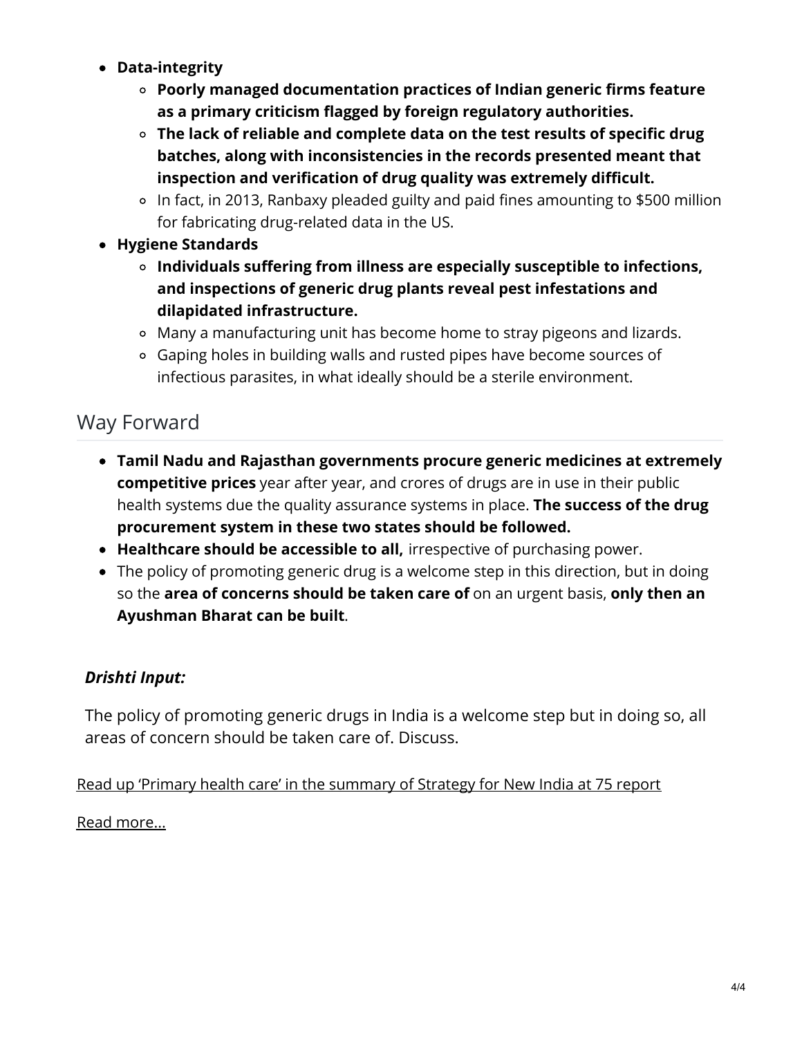- **Data-integrity**
  - **Poorly managed documentation practices of Indian generic firms feature as a primary criticism flagged by foreign regulatory authorities.**
  - **The lack of reliable and complete data on the test results of specific drug batches, along with inconsistencies in the records presented meant that inspection and verification of drug quality was extremely difficult.**
  - In fact, in 2013, Ranbaxy pleaded guilty and paid fines amounting to $500 million for fabricating drug-related data in the US.
- **Hygiene Standards**
  - **Individuals suffering from illness are especially susceptible to infections, and inspections of generic drug plants reveal pest infestations and dilapidated infrastructure.**
  - Many a manufacturing unit has become home to stray pigeons and lizards.
  - Gaping holes in building walls and rusted pipes have become sources of infectious parasites, in what ideally should be a sterile environment.

## Way Forward

- **Tamil Nadu and Rajasthan governments procure generic medicines at extremely competitive prices** year after year, and crores of drugs are in use in their public health systems due the quality assurance systems in place. **The success of the drug procurement system in these two states should be followed.**
- **Healthcare should be accessible to all,** irrespective of purchasing power.
- The policy of promoting generic drug is a welcome step in this direction, but in doing so the **area of concerns should be taken care of** on an urgent basis, **only then an Ayushman Bharat can be built**.

***Drishti Input:***

The policy of promoting generic drugs in India is a welcome step but in doing so, all areas of concern should be taken care of. Discuss.

Read up 'Primary health care' in the summary of Strategy for New India at 75 report

Read more...